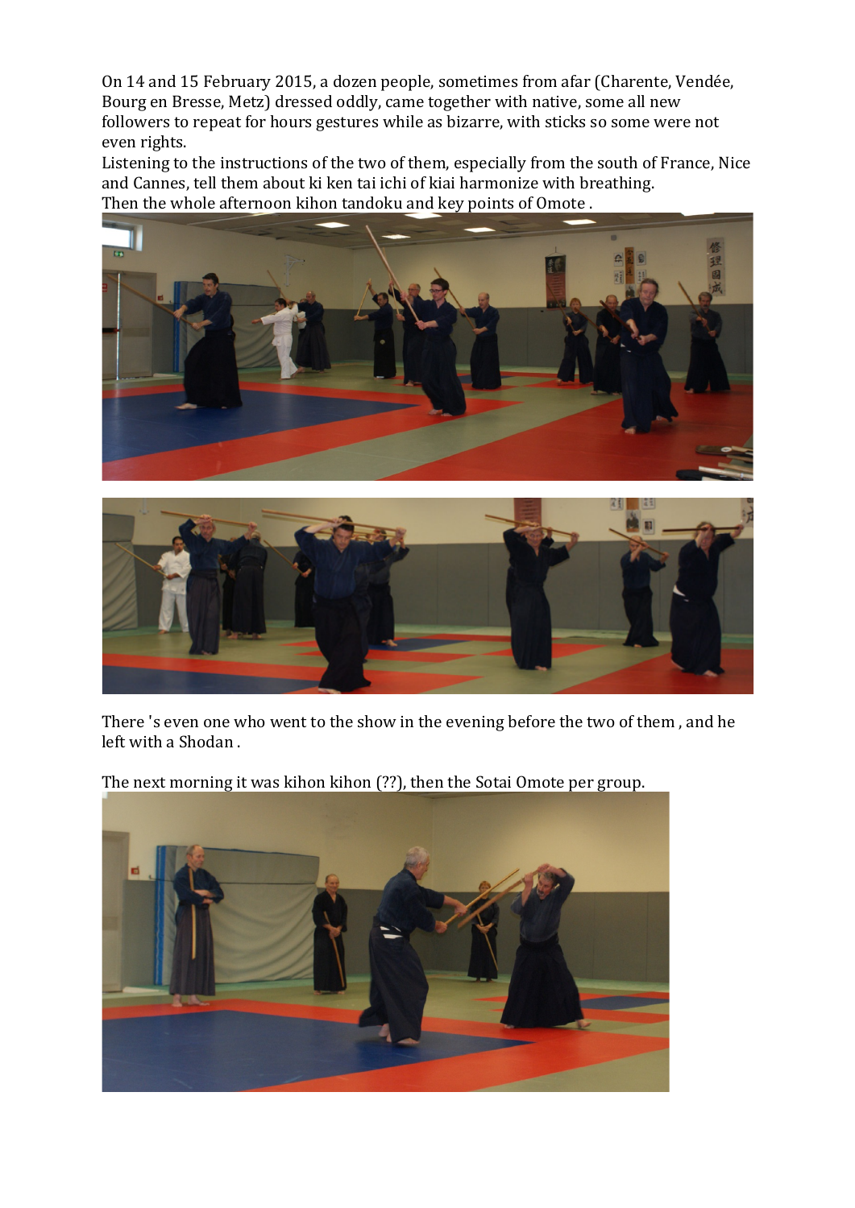On 14 and 15 February 2015, a dozen people, sometimes from afar (Charente, Vendée, Bourg en Bresse, Metz) dressed oddly, came together with native, some all new followers to repeat for hours gestures while as bizarre, with sticks so some were not even rights.

Listening to the instructions of the two of them, especially from the south of France, Nice and Cannes, tell them about ki ken tai ichi of kiai harmonize with breathing.

Then the whole afternoon kihon tandoku and key points of Omote .

There 's even one who went to the show in the evening before the two of them , and he left with a Shodan .

The next morning it was kihon kihon (??), then the Sotai Omote per group.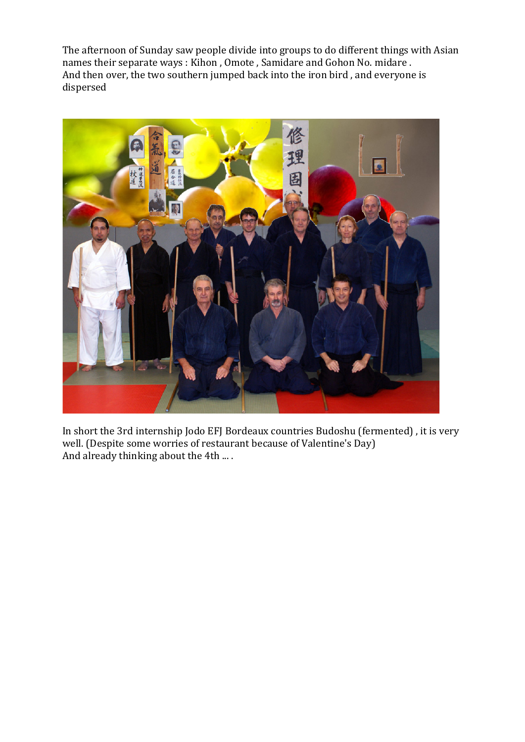The afternoon of Sunday saw people divide into groups to do different things with Asian names their separate ways : Kihon , Omote , Samidare and Gohon No. midare .
And then over, the two southern jumped back into the iron bird , and everyone is dispersed

In short the 3rd internship Jodo EFJ Bordeaux countries Budoshu (fermented) , it is very well. (Despite some worries of restaurant because of Valentine's Day)
And already thinking about the 4th ... .